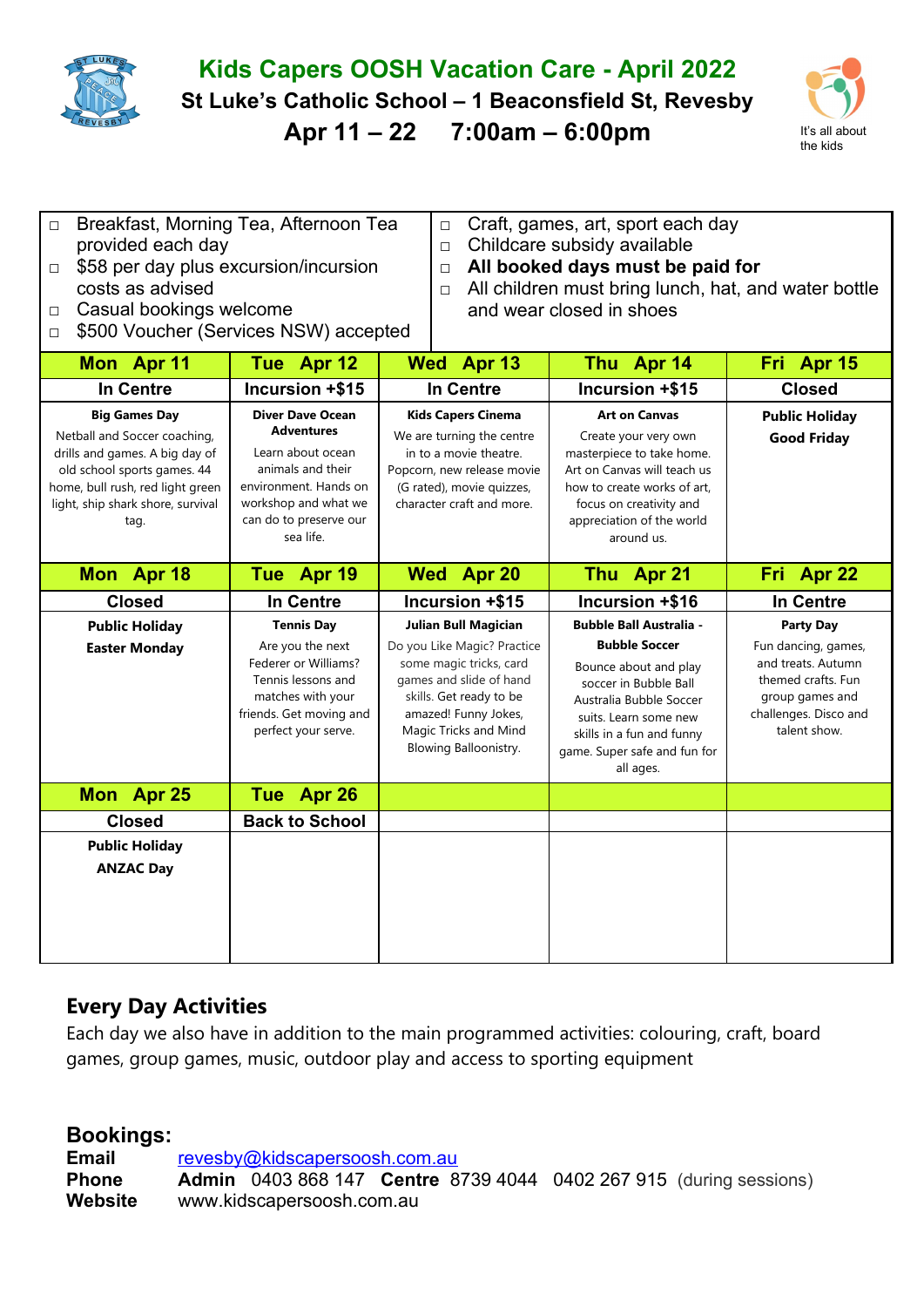# Kids Capers OOSH Vacation Care - April 2022

**St Luke's Catholic School – 1 Beaconsfield St, Revesby**

**Apr 11 – 22    7:00am – 6:00pm**

It's all about the kids

- Breakfast, Morning Tea, Afternoon Tea provided each day
- $58 per day plus excursion/incursion costs as advised
- Casual bookings welcome
- $500 Voucher (Services NSW) accepted
- Craft, games, art, sport each day
- Childcare subsidy available
- **All booked days must be paid for**
- All children must bring lunch, hat, and water bottle and wear closed in shoes

| Mon Apr 11 | Tue Apr 12 | Wed Apr 13 | Thu Apr 14 | Fri Apr 15 |
|---|---|---|---|---|
| **In Centre** | **Incursion +$15** | **In Centre** | **Incursion +$15** | **Closed** |
| **Big Games Day** Netball and Soccer coaching, drills and games. A big day of old school sports games. 44 home, bull rush, red light green light, ship shark shore, survival tag. | **Diver Dave Ocean Adventures** Learn about ocean animals and their environment. Hands on workshop and what we can do to preserve our sea life. | **Kids Capers Cinema** We are turning the centre in to a movie theatre. Popcorn, new release movie (G rated), movie quizzes, character craft and more. | **Art on Canvas** Create your very own masterpiece to take home. Art on Canvas will teach us how to create works of art, focus on creativity and appreciation of the world around us. | **Public Holiday** **Good Friday** |
| **Mon Apr 18** | **Tue Apr 19** | **Wed Apr 20** | **Thu Apr 21** | **Fri Apr 22** |
| **Closed** | **In Centre** | **Incursion +$15** | **Incursion +$16** | **In Centre** |
| **Public Holiday** **Easter Monday** | **Tennis Day** Are you the next Federer or Williams? Tennis lessons and matches with your friends. Get moving and perfect your serve. | **Julian Bull Magician** Do you Like Magic? Practice some magic tricks, card games and slide of hand skills. Get ready to be amazed! Funny Jokes, Magic Tricks and Mind Blowing Balloonistry. | **Bubble Ball Australia - Bubble Soccer** Bounce about and play soccer in Bubble Ball Australia Bubble Soccer suits. Learn some new skills in a fun and funny game. Super safe and fun for all ages. | **Party Day** Fun dancing, games, and treats. Autumn themed crafts. Fun group games and challenges. Disco and talent show. |
| **Mon Apr 25** | **Tue Apr 26** | | | |
| **Closed** | **Back to School** | | | |
| **Public Holiday** **ANZAC Day** | | | | |

## Every Day Activities

Each day we also have in addition to the main programmed activities: colouring, craft, board games, group games, music, outdoor play and access to sporting equipment

## Bookings:

**Email** revesby@kidscapersoosh.com.au
**Phone** **Admin** 0403 868 147 **Centre** 8739 4044 0402 267 915 (during sessions)
**Website** www.kidscapersoosh.com.au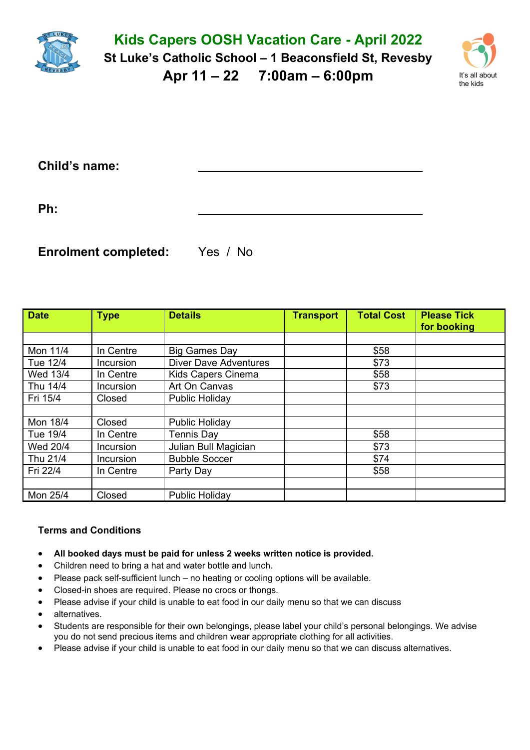# Kids Capers OOSH Vacation Care - April 2022

## St Luke's Catholic School – 1 Beaconsfield St, Revesby

## Apr 11 – 22 7:00am – 6:00pm

It's all about the kids

**Child's name:** ______________________

**Ph:** ______________________

**Enrolment completed:** Yes / No

| Date | Type | Details | Transport | Total Cost | Please Tick for booking |
|---|---|---|---|---|---|
| | | | | | |
| Mon 11/4 | In Centre | Big Games Day | | $58 | |
| Tue 12/4 | Incursion | Diver Dave Adventures | | $73 | |
| Wed 13/4 | In Centre | Kids Capers Cinema | | $58 | |
| Thu 14/4 | Incursion | Art On Canvas | | $73 | |
| Fri 15/4 | Closed | Public Holiday | | | |
| | | | | | |
| Mon 18/4 | Closed | Public Holiday | | | |
| Tue 19/4 | In Centre | Tennis Day | | $58 | |
| Wed 20/4 | Incursion | Julian Bull Magician | | $73 | |
| Thu 21/4 | Incursion | Bubble Soccer | | $74 | |
| Fri 22/4 | In Centre | Party Day | | $58 | |
| | | | | | |
| Mon 25/4 | Closed | Public Holiday | | | |

**Terms and Conditions**

- **All booked days must be paid for unless 2 weeks written notice is provided.**
- Children need to bring a hat and water bottle and lunch.
- Please pack self-sufficient lunch – no heating or cooling options will be available.
- Closed-in shoes are required. Please no crocs or thongs.
- Please advise if your child is unable to eat food in our daily menu so that we can discuss
- alternatives.
- Students are responsible for their own belongings, please label your child's personal belongings. We advise you do not send precious items and children wear appropriate clothing for all activities.
- Please advise if your child is unable to eat food in our daily menu so that we can discuss alternatives.